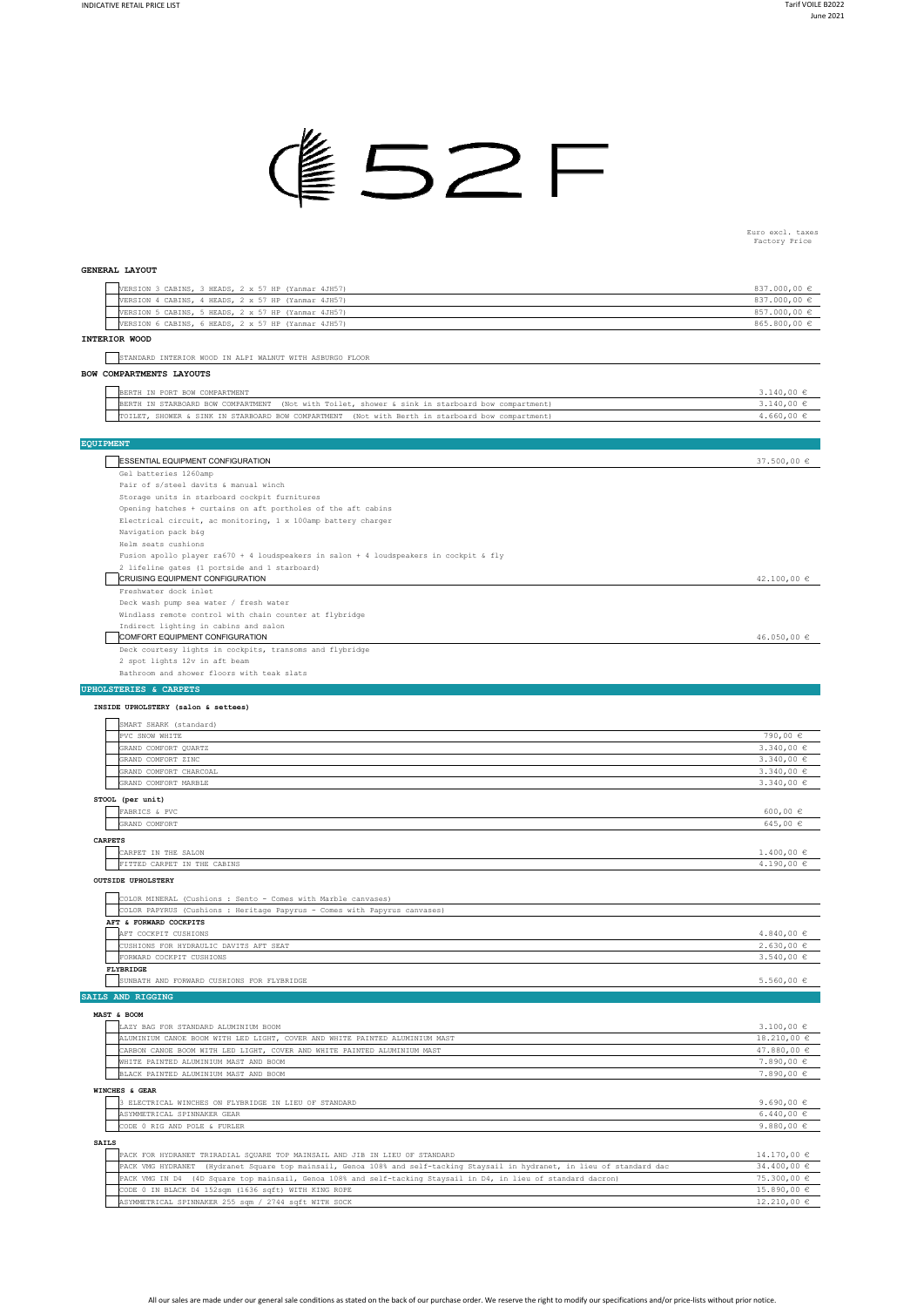# 52F

Euro excl. taxes
Factory Price

## GENERAL LAYOUT

| Item | Price |
|---|---|
| VERSION 3 CABINS, 3 HEADS, 2 x 57 HP (Yanmar 4JH57) | 837.000,00 € |
| VERSION 4 CABINS, 4 HEADS, 2 x 57 HP (Yanmar 4JH57) | 837.000,00 € |
| VERSION 5 CABINS, 5 HEADS, 2 x 57 HP (Yanmar 4JH57) | 857.000,00 € |
| VERSION 6 CABINS, 6 HEADS, 2 x 57 HP (Yanmar 4JH57) | 865.800,00 € |

## INTERIOR WOOD

| Item | Price |
|---|---|
| STANDARD INTERIOR WOOD IN ALPI WALNUT WITH ASBURGO FLOOR | |

## BOW COMPARTMENTS LAYOUTS

| Item | Price |
|---|---|
| BERTH IN PORT BOW COMPARTMENT | 3.140,00 € |
| BERTH IN STARBOARD BOW COMPARTMENT (Not with Toilet, shower & sink in starboard bow compartment) | 3.140,00 € |
| TOILET, SHOWER & SINK IN STARBOARD BOW COMPARTMENT (Not with Berth in starboard bow compartment) | 4.660,00 € |

## EQUIPMENT

| Item | Price |
|---|---|
| ESSENTIAL EQUIPMENT CONFIGURATION | 37.500,00 € |

- Gel batteries 1260amp
- Pair of s/steel davits & manual winch
- Storage units in starboard cockpit furnitures
- Opening hatches + curtains on aft portholes of the aft cabins
- Electrical circuit, ac monitoring, 1 x 100amp battery charger
- Navigation pack b&g
- Helm seats cushions
- Fusion apollo player ra670 + 4 loudspeakers in salon + 4 loudspeakers in cockpit & fly
- 2 lifeline gates (1 portside and 1 starboard)

| Item | Price |
|---|---|
| CRUISING EQUIPMENT CONFIGURATION | 42.100,00 € |

- Freshwater dock inlet
- Deck wash pump sea water / fresh water
- Windlass remote control with chain counter at flybridge
- Indirect lighting in cabins and salon

| Item | Price |
|---|---|
| COMFORT EQUIPMENT CONFIGURATION | 46.050,00 € |

- Deck courtesy lights in cockpits, transoms and flybridge
- 2 spot lights 12v in aft beam
- Bathroom and shower floors with teak slats

## UPHOLSTERIES & CARPETS

### INSIDE UPHOLSTERY (salon & settees)

| Item | Price |
|---|---|
| SMART SHARK (standard) | |
| PVC SNOW WHITE | 790,00 € |
| GRAND COMFORT QUARTZ | 3.340,00 € |
| GRAND COMFORT ZINC | 3.340,00 € |
| GRAND COMFORT CHARCOAL | 3.340,00 € |
| GRAND COMFORT MARBLE | 3.340,00 € |

### STOOL (per unit)

| Item | Price |
|---|---|
| FABRICS & PVC | 600,00 € |
| GRAND COMFORT | 645,00 € |

### CARPETS

| Item | Price |
|---|---|
| CARPET IN THE SALON | 1.400,00 € |
| FITTED CARPET IN THE CABINS | 4.190,00 € |

### OUTSIDE UPHOLSTERY

| Item | Price |
|---|---|
| COLOR MINERAL (Cushions : Sento - Comes with Marble canvases) | |
| COLOR PAPYRUS (Cushions : Heritage Papyrus - Comes with Papyrus canvases) | |

#### AFT & FORWARD COCKPITS

| Item | Price |
|---|---|
| AFT COCKPIT CUSHIONS | 4.840,00 € |
| CUSHIONS FOR HYDRAULIC DAVITS AFT SEAT | 2.630,00 € |
| FORWARD COCKPIT CUSHIONS | 3.540,00 € |

#### FLYBRIDGE

| Item | Price |
|---|---|
| SUNBATH AND FORWARD CUSHIONS FOR FLYBRIDGE | 5.560,00 € |

## SAILS AND RIGGING

### MAST & BOOM

| Item | Price |
|---|---|
| LAZY BAG FOR STANDARD ALUMINIUM BOOM | 3.100,00 € |
| ALUMINIUM CANOE BOOM WITH LED LIGHT, COVER AND WHITE PAINTED ALUMINIUM MAST | 18.210,00 € |
| CARBON CANOE BOOM WITH LED LIGHT, COVER AND WHITE PAINTED ALUMINIUM MAST | 47.880,00 € |
| WHITE PAINTED ALUMINIUM MAST AND BOOM | 7.890,00 € |
| BLACK PAINTED ALUMINIUM MAST AND BOOM | 7.890,00 € |

### WINCHES & GEAR

| Item | Price |
|---|---|
| 3 ELECTRICAL WINCHES ON FLYBRIDGE IN LIEU OF STANDARD | 9.690,00 € |
| ASYMMETRICAL SPINNAKER GEAR | 6.440,00 € |
| CODE 0 RIG AND POLE & FURLER | 9.880,00 € |

### SAILS

| Item | Price |
|---|---|
| PACK FOR HYDRANET TRIRADIAL SQUARE TOP MAINSAIL AND JIB IN LIEU OF STANDARD | 14.170,00 € |
| PACK VMG HYDRANET (Hydranet Square top mainsail, Genoa 108% and self-tacking Staysail in hydranet, in lieu of standard dac | 34.400,00 € |
| PACK VMG IN D4 (4D Square top mainsail, Genoa 108% and self-tacking Staysail in D4, in lieu of standard dacron) | 75.300,00 € |
| CODE 0 IN BLACK D4 152sqm (1636 sqft) WITH KING ROPE | 15.890,00 € |
| ASYMMETRICAL SPINNAKER 255 sqm / 2744 sqft WITH SOCK | 12.210,00 € |

All our sales are made under our general sale conditions as stated on the back of our purchase order. We reserve the right to modify our specifications and/or price-lists without prior notice.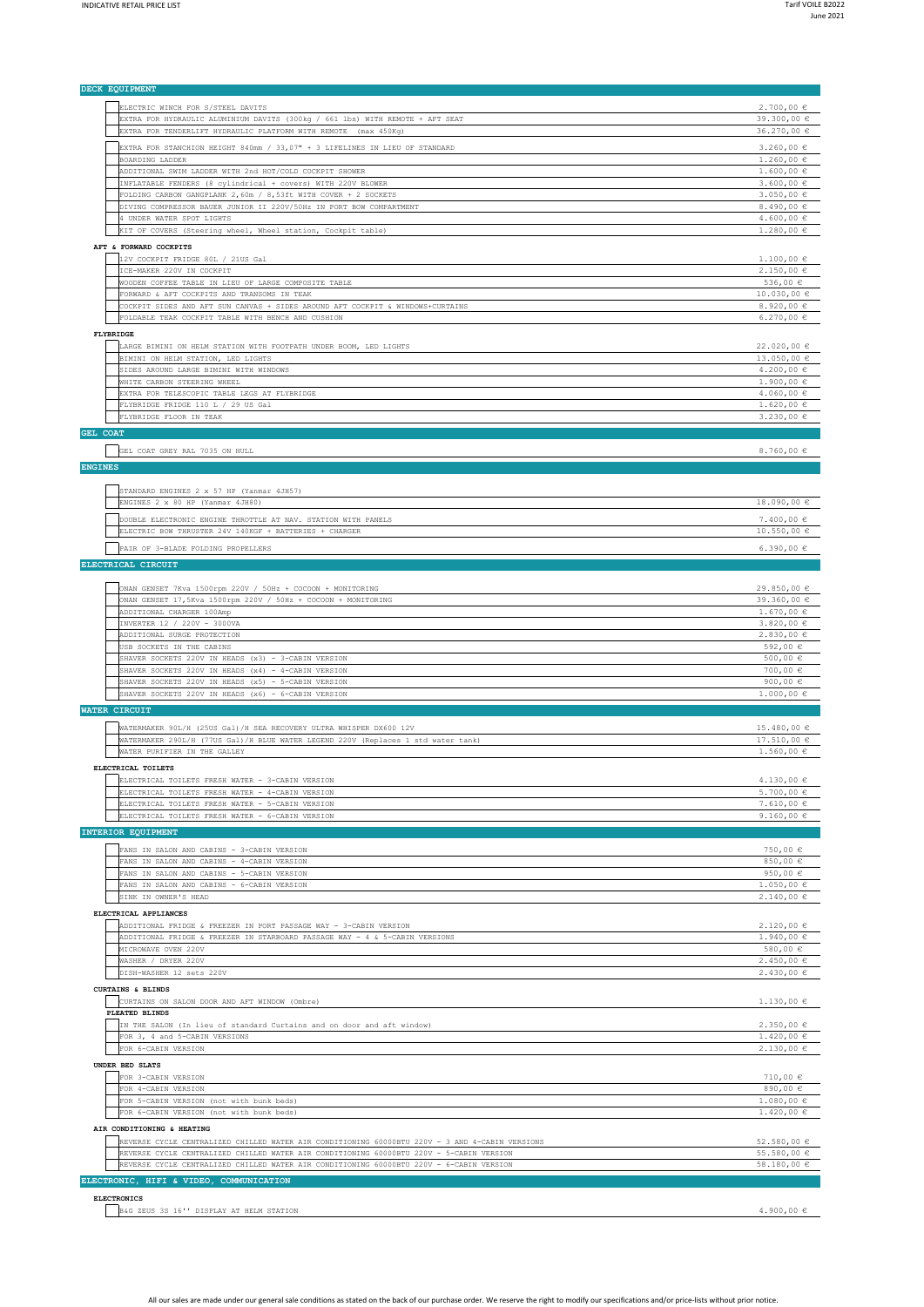## DECK EQUIPMENT

| Item | Price |
|---|---|
| ELECTRIC WINCH FOR S/STEEL DAVITS | 2.700,00 € |
| EXTRA FOR HYDRAULIC ALUMINIUM DAVITS (300kg / 661 lbs) WITH REMOTE + AFT SEAT | 39.300,00 € |
| EXTRA FOR TENDERLIFT HYDRAULIC PLATFORM WITH REMOTE (max 450Kg) | 36.270,00 € |
| EXTRA FOR STANCHION HEIGHT 840mm / 33,07" + 3 LIFELINES IN LIEU OF STANDARD | 3.260,00 € |
| BOARDING LADDER | 1.260,00 € |
| ADDITIONAL SWIM LADDER WITH 2nd HOT/COLD COCKPIT SHOWER | 1.600,00 € |
| INFLATABLE FENDERS (8 cylindrical + covers) WITH 220V BLOWER | 3.600,00 € |
| FOLDING CARBON GANGPLANK 2,60m / 8,53ft WITH COVER + 2 SOCKETS | 3.050,00 € |
| DIVING COMPRESSOR BAUER JUNIOR II 220V/50Hz IN PORT BOW COMPARTMENT | 8.490,00 € |
| 4 UNDER WATER SPOT LIGHTS | 4.600,00 € |
| KIT OF COVERS (Steering wheel, Wheel station, Cockpit table) | 1.280,00 € |

### AFT & FORWARD COCKPITS

| Item | Price |
|---|---|
| 12V COCKPIT FRIDGE 80L / 21US Gal | 1.100,00 € |
| ICE-MAKER 220V IN COCKPIT | 2.150,00 € |
| WOODEN COFFEE TABLE IN LIEU OF LARGE COMPOSITE TABLE | 536,00 € |
| FORWARD & AFT COCKPITS AND TRANSOMS IN TEAK | 10.030,00 € |
| COCKPIT SIDES AND AFT SUN CANVAS + SIDES AROUND AFT COCKPIT & WINDOWS+CURTAINS | 8.920,00 € |
| FOLDABLE TEAK COCKPIT TABLE WITH BENCH AND CUSHION | 6.270,00 € |

### FLYBRIDGE

| Item | Price |
|---|---|
| LARGE BIMINI ON HELM STATION WITH FOOTPATH UNDER BOOM, LED LIGHTS | 22.020,00 € |
| BIMINI ON HELM STATION, LED LIGHTS | 13.050,00 € |
| SIDES AROUND LARGE BIMINI WITH WINDOWS | 4.200,00 € |
| WHITE CARBON STEERING WHEEL | 1.900,00 € |
| EXTRA FOR TELESCOPIC TABLE LEGS AT FLYBRIDGE | 4.060,00 € |
| FLYBRIDGE FRIDGE 110 L / 29 US Gal | 1.620,00 € |
| FLYBRIDGE FLOOR IN TEAK | 3.230,00 € |

## GEL COAT

| Item | Price |
|---|---|
| GEL COAT GREY RAL 7035 ON HULL | 8.760,00 € |

## ENGINES

| Item | Price |
|---|---|
| STANDARD ENGINES 2 x 57 HP (Yanmar 4JH57) | |
| ENGINES 2 x 80 HP (Yanmar 4JH80) | 18.090,00 € |
| DOUBLE ELECTRONIC ENGINE THROTTLE AT NAV. STATION WITH PANELS | 7.400,00 € |
| ELECTRIC BOW THRUSTER 24V 140KGF + BATTERIES + CHARGER | 10.550,00 € |
| PAIR OF 3-BLADE FOLDING PROPELLERS | 6.390,00 € |

## ELECTRICAL CIRCUIT

| Item | Price |
|---|---|
| ONAN GENSET 7Kva 1500rpm 220V / 50Hz + COCOON + MONITORING | 29.850,00 € |
| ONAN GENSET 17,5Kva 1500rpm 220V / 50Hz + COCOON + MONITORING | 39.360,00 € |
| ADDITIONAL CHARGER 100Amp | 1.670,00 € |
| INVERTER 12 / 220V - 3000VA | 3.820,00 € |
| ADDITIONAL SURGE PROTECTION | 2.830,00 € |
| USB SOCKETS IN THE CABINS | 592,00 € |
| SHAVER SOCKETS 220V IN HEADS (x3) - 3-CABIN VERSION | 500,00 € |
| SHAVER SOCKETS 220V IN HEADS (x4) - 4-CABIN VERSION | 700,00 € |
| SHAVER SOCKETS 220V IN HEADS (x5) - 5-CABIN VERSION | 900,00 € |
| SHAVER SOCKETS 220V IN HEADS (x6) - 6-CABIN VERSION | 1.000,00 € |

## WATER CIRCUIT

| Item | Price |
|---|---|
| WATERMAKER 90L/H (25US Gal)/H SEA RECOVERY ULTRA WHISPER DX600 12V | 15.480,00 € |
| WATERMAKER 290L/H (77US Gal)/H BLUE WATER LEGEND 220V (Replaces 1 std water tank) | 17.510,00 € |
| WATER PURIFIER IN THE GALLEY | 1.560,00 € |

### ELECTRICAL TOILETS

| Item | Price |
|---|---|
| ELECTRICAL TOILETS FRESH WATER - 3-CABIN VERSION | 4.130,00 € |
| ELECTRICAL TOILETS FRESH WATER - 4-CABIN VERSION | 5.700,00 € |
| ELECTRICAL TOILETS FRESH WATER - 5-CABIN VERSION | 7.610,00 € |
| ELECTRICAL TOILETS FRESH WATER - 6-CABIN VERSION | 9.160,00 € |

## INTERIOR EQUIPMENT

| Item | Price |
|---|---|
| FANS IN SALON AND CABINS - 3-CABIN VERSION | 750,00 € |
| FANS IN SALON AND CABINS - 4-CABIN VERSION | 850,00 € |
| FANS IN SALON AND CABINS - 5-CABIN VERSION | 950,00 € |
| FANS IN SALON AND CABINS - 6-CABIN VERSION | 1.050,00 € |
| SINK IN OWNER'S HEAD | 2.140,00 € |

### ELECTRICAL APPLIANCES

| Item | Price |
|---|---|
| ADDITIONAL FRIDGE & FREEZER IN PORT PASSAGE WAY - 3-CABIN VERSION | 2.120,00 € |
| ADDITIONAL FRIDGE & FREEZER IN STARBOARD PASSAGE WAY - 4 & 5-CABIN VERSIONS | 1.940,00 € |
| MICROWAVE OVEN 220V | 580,00 € |
| WASHER / DRYER 220V | 2.450,00 € |
| DISH-WASHER 12 sets 220V | 2.430,00 € |

### CURTAINS & BLINDS

| Item | Price |
|---|---|
| CURTAINS ON SALON DOOR AND AFT WINDOW (Ombre) | 1.130,00 € |

#### PLEATED BLINDS

| Item | Price |
|---|---|
| IN THE SALON (In lieu of standard Curtains and on door and aft window) | 2.350,00 € |
| FOR 3, 4 and 5-CABIN VERSIONS | 1.420,00 € |
| FOR 6-CABIN VERSION | 2.130,00 € |

### UNDER BED SLATS

| Item | Price |
|---|---|
| FOR 3-CABIN VERSION | 710,00 € |
| FOR 4-CABIN VERSION | 890,00 € |
| FOR 5-CABIN VERSION (not with bunk beds) | 1.080,00 € |
| FOR 6-CABIN VERSION (not with bunk beds) | 1.420,00 € |

### AIR CONDITIONING & HEATING

| Item | Price |
|---|---|
| REVERSE CYCLE CENTRALIZED CHILLED WATER AIR CONDITIONING 60000BTU 220V - 3 AND 4-CABIN VERSIONS | 52.580,00 € |
| REVERSE CYCLE CENTRALIZED CHILLED WATER AIR CONDITIONING 60000BTU 220V - 5-CABIN VERSION | 55.580,00 € |
| REVERSE CYCLE CENTRALIZED CHILLED WATER AIR CONDITIONING 60000BTU 220V - 6-CABIN VERSION | 58.180,00 € |

## ELECTRONIC, HIFI & VIDEO, COMMUNICATION

### ELECTRONICS

| Item | Price |
|---|---|
| B&G ZEUS 3S 16'' DISPLAY AT HELM STATION | 4.900,00 € |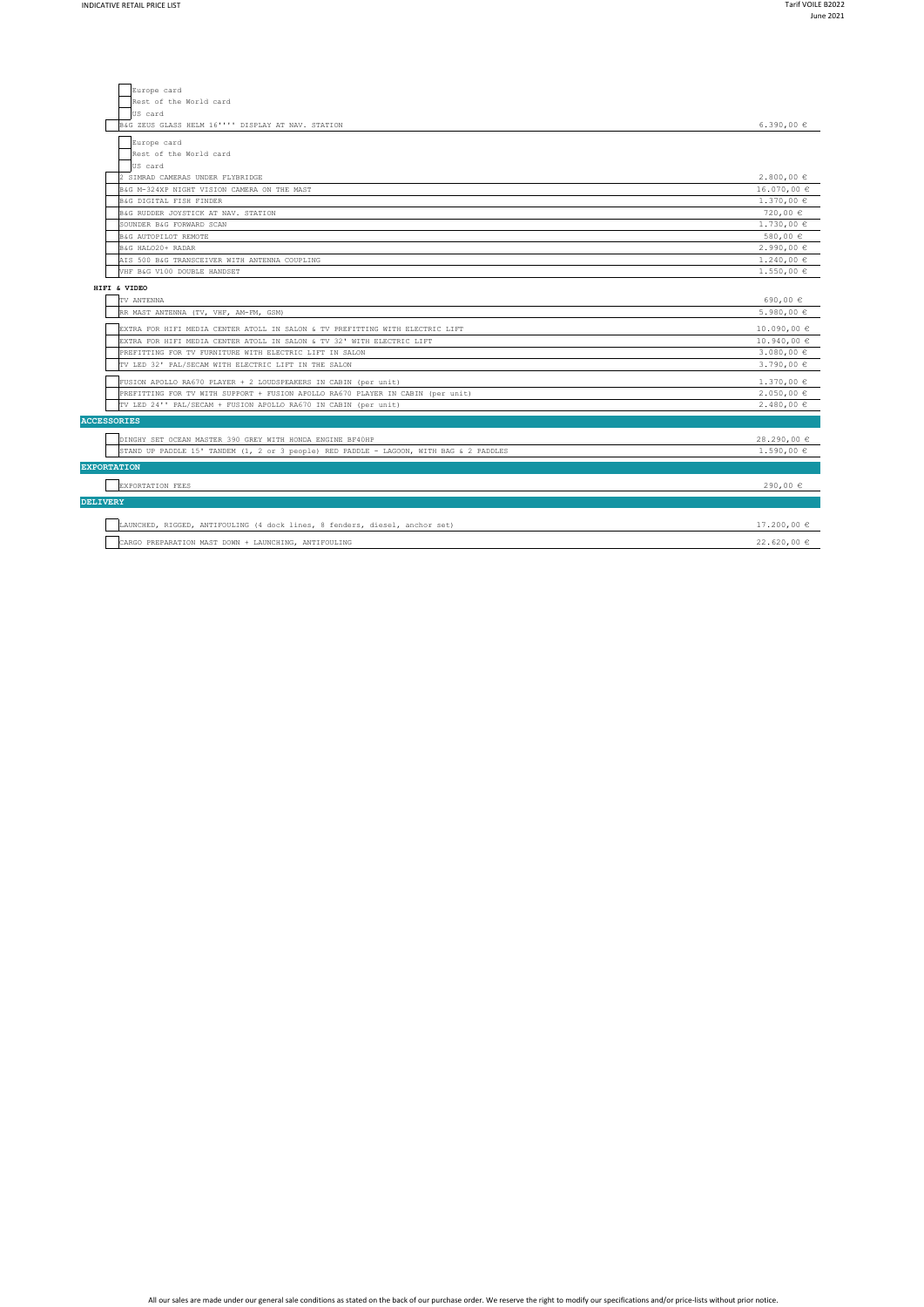| | |
|---|---|
| Europe card | |
| Rest of the World card | |
| US card | |
| B&G ZEUS GLASS HELM 16'''' DISPLAY AT NAV. STATION | 6.390,00 € |
| Europe card | |
| Rest of the World card | |
| US card | |
| 2 SIMRAD CAMERAS UNDER FLYBRIDGE | 2.800,00 € |
| B&G M-324XP NIGHT VISION CAMERA ON THE MAST | 16.070,00 € |
| B&G DIGITAL FISH FINDER | 1.370,00 € |
| B&G RUDDER JOYSTICK AT NAV. STATION | 720,00 € |
| SOUNDER B&G FORWARD SCAN | 1.730,00 € |
| B&G AUTOPILOT REMOTE | 580,00 € |
| B&G HALO20+ RADAR | 2.990,00 € |
| AIS 500 B&G TRANSCEIVER WITH ANTENNA COUPLING | 1.240,00 € |
| VHF B&G V100 DOUBLE HANDSET | 1.550,00 € |

**HIFI & VIDEO**

| | |
|---|---|
| TV ANTENNA | 690,00 € |
| RR MAST ANTENNA (TV, VHF, AM-FM, GSM) | 5.980,00 € |
| EXTRA FOR HIFI MEDIA CENTER ATOLL IN SALON & TV PREFITTING WITH ELECTRIC LIFT | 10.090,00 € |
| EXTRA FOR HIFI MEDIA CENTER ATOLL IN SALON & TV 32' WITH ELECTRIC LIFT | 10.940,00 € |
| PREFITTING FOR TV FURNITURE WITH ELECTRIC LIFT IN SALON | 3.080,00 € |
| TV LED 32' PAL/SECAM WITH ELECTRIC LIFT IN THE SALON | 3.790,00 € |
| FUSION APOLLO RA670 PLAYER + 2 LOUDSPEAKERS IN CABIN (per unit) | 1.370,00 € |
| PREFITTING FOR TV WITH SUPPORT + FUSION APOLLO RA670 PLAYER IN CABIN (per unit) | 2.050,00 € |
| TV LED 24'' PAL/SECAM + FUSION APOLLO RA670 IN CABIN (per unit) | 2.480,00 € |

## ACCESSORIES

| | |
|---|---|
| DINGHY SET OCEAN MASTER 390 GREY WITH HONDA ENGINE BF40HP | 28.290,00 € |
| STAND UP PADDLE 15' TANDEM (1, 2 or 3 people) RED PADDLE - LAGOON, WITH BAG & 2 PADDLES | 1.590,00 € |

## EXPORTATION

| | |
|---|---|
| EXPORTATION FEES | 290,00 € |

## DELIVERY

| | |
|---|---|
| LAUNCHED, RIGGED, ANTIFOULING (4 dock lines, 8 fenders, diesel, anchor set) | 17.200,00 € |
| CARGO PREPARATION MAST DOWN + LAUNCHING, ANTIFOULING | 22.620,00 € |

All our sales are made under our general sale conditions as stated on the back of our purchase order. We reserve the right to modify our specifications and/or price-lists without prior notice.